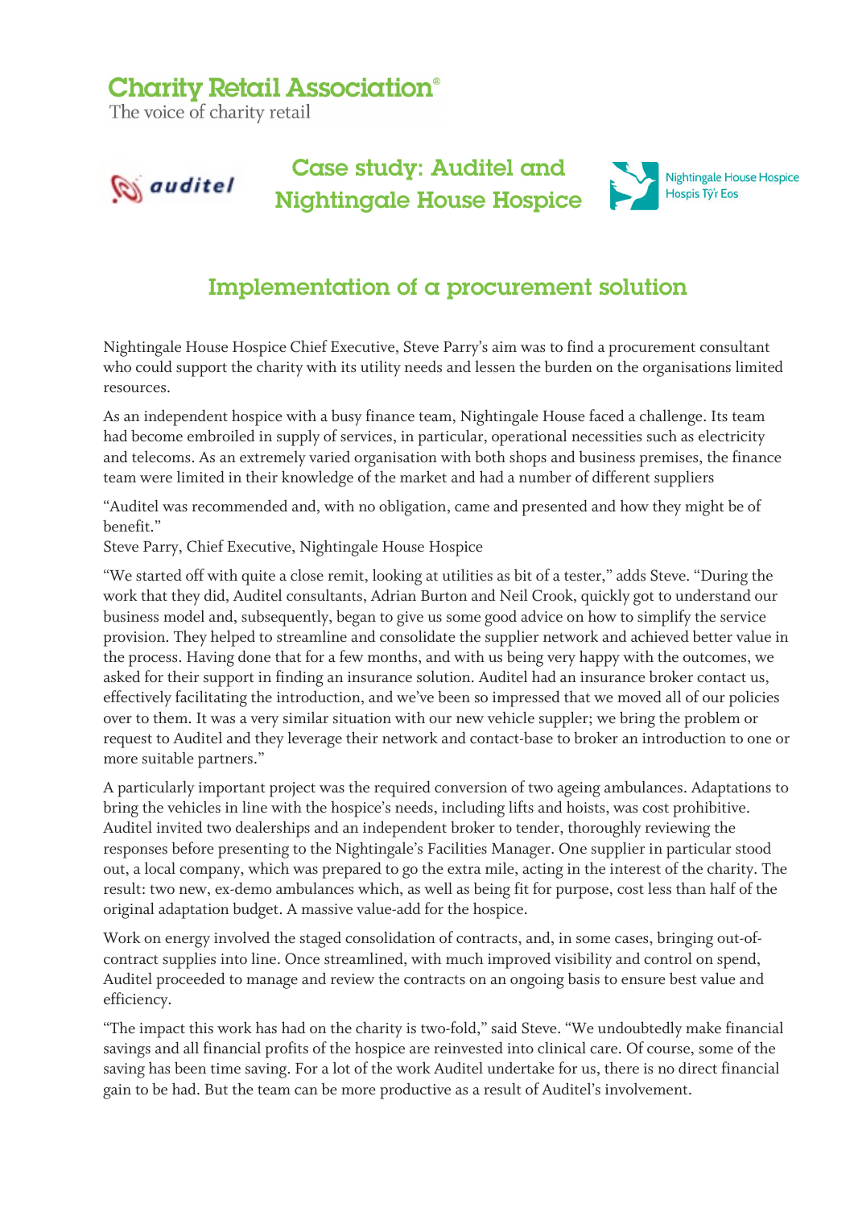Charity Retail Association®

The voice of charity retail

auditel

# Case study: Auditel and Nightingale House Hospice

Nightingale House Hospice
Hospis Tŷ'r Eos

## Implementation of a procurement solution

Nightingale House Hospice Chief Executive, Steve Parry's aim was to find a procurement consultant who could support the charity with its utility needs and lessen the burden on the organisations limited resources.

As an independent hospice with a busy finance team, Nightingale House faced a challenge. Its team had become embroiled in supply of services, in particular, operational necessities such as electricity and telecoms. As an extremely varied organisation with both shops and business premises, the finance team were limited in their knowledge of the market and had a number of different suppliers

"Auditel was recommended and, with no obligation, came and presented and how they might be of benefit."
Steve Parry, Chief Executive, Nightingale House Hospice

"We started off with quite a close remit, looking at utilities as bit of a tester," adds Steve. "During the work that they did, Auditel consultants, Adrian Burton and Neil Crook, quickly got to understand our business model and, subsequently, began to give us some good advice on how to simplify the service provision. They helped to streamline and consolidate the supplier network and achieved better value in the process. Having done that for a few months, and with us being very happy with the outcomes, we asked for their support in finding an insurance solution. Auditel had an insurance broker contact us, effectively facilitating the introduction, and we've been so impressed that we moved all of our policies over to them. It was a very similar situation with our new vehicle suppler; we bring the problem or request to Auditel and they leverage their network and contact-base to broker an introduction to one or more suitable partners."

A particularly important project was the required conversion of two ageing ambulances. Adaptations to bring the vehicles in line with the hospice's needs, including lifts and hoists, was cost prohibitive. Auditel invited two dealerships and an independent broker to tender, thoroughly reviewing the responses before presenting to the Nightingale's Facilities Manager. One supplier in particular stood out, a local company, which was prepared to go the extra mile, acting in the interest of the charity. The result: two new, ex-demo ambulances which, as well as being fit for purpose, cost less than half of the original adaptation budget. A massive value-add for the hospice.

Work on energy involved the staged consolidation of contracts, and, in some cases, bringing out-of-contract supplies into line. Once streamlined, with much improved visibility and control on spend, Auditel proceeded to manage and review the contracts on an ongoing basis to ensure best value and efficiency.

"The impact this work has had on the charity is two-fold," said Steve. "We undoubtedly make financial savings and all financial profits of the hospice are reinvested into clinical care. Of course, some of the saving has been time saving. For a lot of the work Auditel undertake for us, there is no direct financial gain to be had. But the team can be more productive as a result of Auditel's involvement.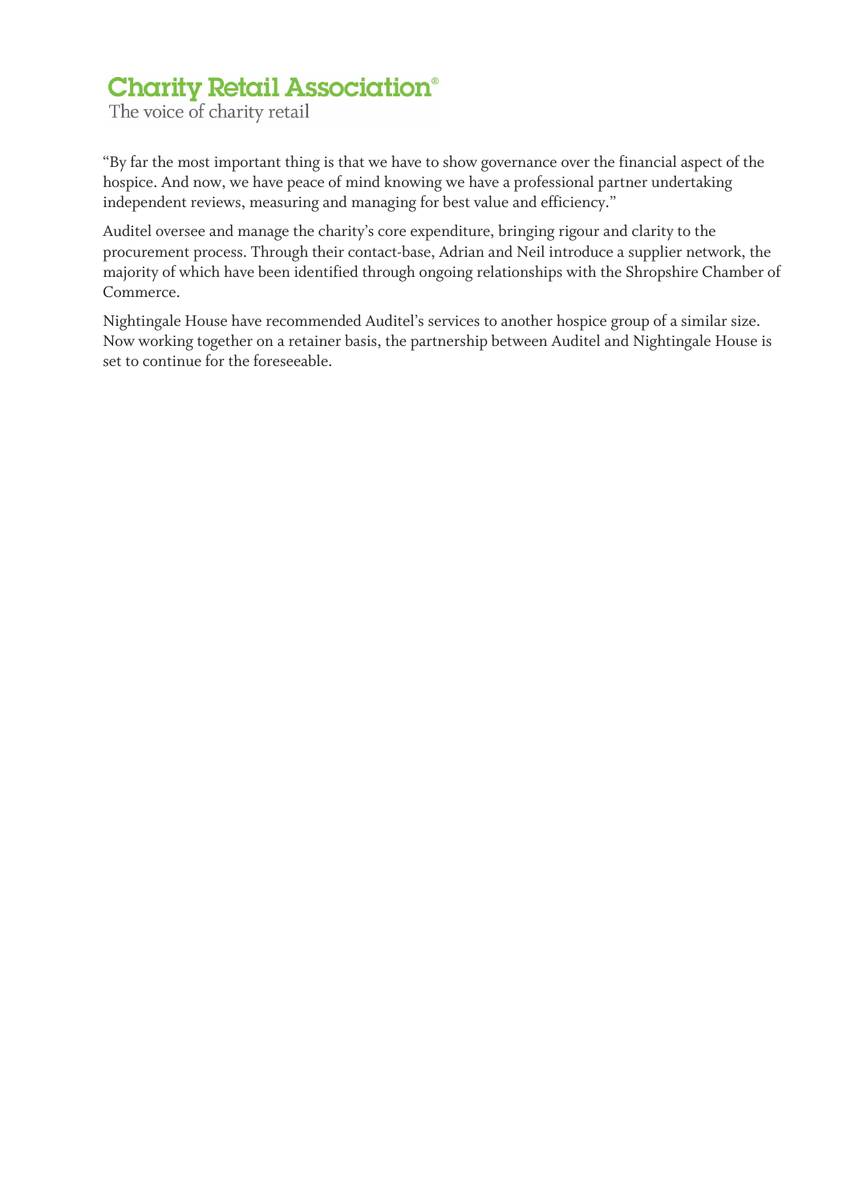“By far the most important thing is that we have to show governance over the financial aspect of the hospice. And now, we have peace of mind knowing we have a professional partner undertaking independent reviews, measuring and managing for best value and efficiency.”

Auditel oversee and manage the charity’s core expenditure, bringing rigour and clarity to the procurement process. Through their contact-base, Adrian and Neil introduce a supplier network, the majority of which have been identified through ongoing relationships with the Shropshire Chamber of Commerce.

Nightingale House have recommended Auditel’s services to another hospice group of a similar size. Now working together on a retainer basis, the partnership between Auditel and Nightingale House is set to continue for the foreseeable.